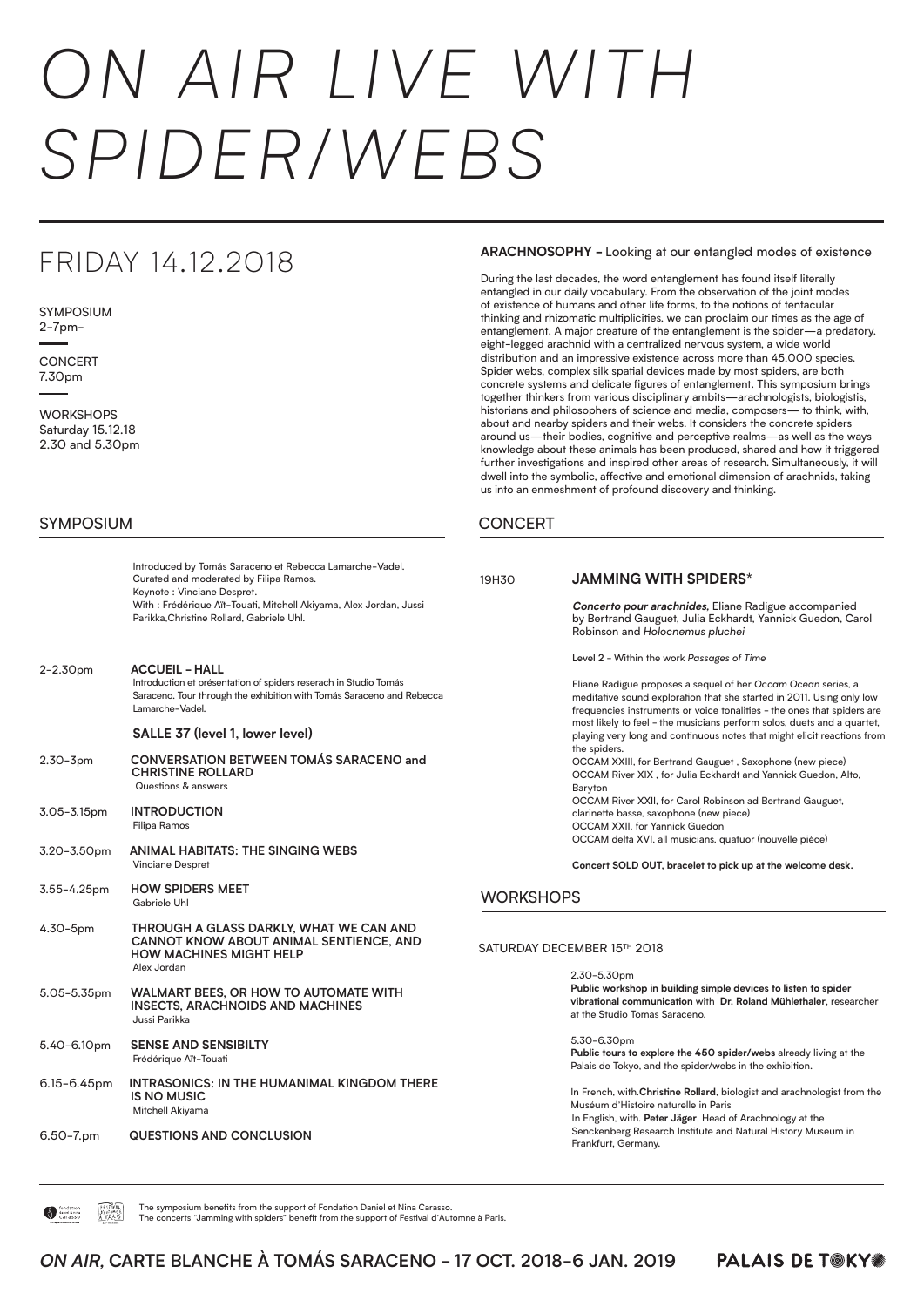# *ON AIR LIVE WITH SPIDER/WEBS*

## FRIDAY 14.12.2018

SYMPOSIUM
2-7pm-

CONCERT
7.30pm

WORKSHOPS
Saturday 15.12.18
2.30 and 5.30pm

**ARACHNOSOPHY –** Looking at our entangled modes of existence

During the last decades, the word entanglement has found itself literally entangled in our daily vocabulary. From the observation of the joint modes of existence of humans and other life forms, to the notions of tentacular thinking and rhizomatic multiplicities, we can proclaim our times as the age of entanglement. A major creature of the entanglement is the spider—a predatory, eight-legged arachnid with a centralized nervous system, a wide world distribution and an impressive existence across more than 45,000 species. Spider webs, complex silk spatial devices made by most spiders, are both concrete systems and delicate figures of entanglement. This symposium brings together thinkers from various disciplinary ambits—arachnologists, biologistis, historians and philosophers of science and media, composers— to think, with, about and nearby spiders and their webs. It considers the concrete spiders around us—their bodies, cognitive and perceptive realms—as well as the ways knowledge about these animals has been produced, shared and how it triggered further investigations and inspired other areas of research. Simultaneously, it will dwell into the symbolic, affective and emotional dimension of arachnids, taking us into an enmeshment of profound discovery and thinking.

## SYMPOSIUM

Introduced by Tomás Saraceno et Rebecca Lamarche-Vadel.
Curated and moderated by Filipa Ramos.
Keynote : Vinciane Despret.
With : Frédérique Aït-Touati, Mitchell Akiyama, Alex Jordan, Jussi Parikka,Christine Rollard, Gabriele Uhl.

2-2.30pm — **ACCUEIL – HALL**
Introduction et présentation of spiders reserach in Studio Tomás Saraceno. Tour through the exhibition with Tomás Saraceno and Rebecca Lamarche-Vadel.

**SALLE 37 (level 1, lower level)**

2.30-3pm — **CONVERSATION BETWEEN TOMÁS SARACENO and CHRISTINE ROLLARD**
Questions & answers

3.05-3.15pm — **INTRODUCTION**
Filipa Ramos

3.20-3.50pm — **ANIMAL HABITATS: THE SINGING WEBS**
Vinciane Despret

3.55-4.25pm — **HOW SPIDERS MEET**
Gabriele Uhl

4.30-5pm — **THROUGH A GLASS DARKLY, WHAT WE CAN AND CANNOT KNOW ABOUT ANIMAL SENTIENCE, AND HOW MACHINES MIGHT HELP**
Alex Jordan

5.05-5.35pm — **WALMART BEES, OR HOW TO AUTOMATE WITH INSECTS, ARACHNOIDS AND MACHINES**
Jussi Parikka

5.40-6.10pm — **SENSE AND SENSIBILTY**
Frédérique Aït-Touati

6.15-6.45pm — **INTRASONICS: IN THE HUMANIMAL KINGDOM THERE IS NO MUSIC**
Mitchell Akiyama

6.50-7.pm — **QUESTIONS AND CONCLUSION**

## CONCERT

19H30 — **JAMMING WITH SPIDERS***

***Concerto pour arachnides,*** Eliane Radigue accompanied by Bertrand Gauguet, Julia Eckhardt, Yannick Guedon, Carol Robinson and *Holocnemus pluchei*

Level 2 - Within the work *Passages of Time*

Eliane Radigue proposes a sequel of her *Occam Ocean* series, a meditative sound exploration that she started in 2011. Using only low frequencies instruments or voice tonalities - the ones that spiders are most likely to feel - the musicians perform solos, duets and a quartet, playing very long and continuous notes that might elicit reactions from the spiders.

OCCAM XXIII, for Bertrand Gauguet , Saxophone (new piece)
OCCAM River XIX , for Julia Eckhardt and Yannick Guedon, Alto, Baryton
OCCAM River XXII, for Carol Robinson ad Bertrand Gauguet, clarinette basse, saxophone (new piece)
OCCAM XXII, for Yannick Guedon
OCCAM delta XVI, all musicians, quatuor (nouvelle pièce)

**Concert SOLD OUT, bracelet to pick up at the welcome desk.**

## WORKSHOPS

SATURDAY DECEMBER 15TH 2018

2.30-5.30pm
**Public workshop in building simple devices to listen to spider vibrational communication** with **Dr. Roland Mühlethaler**, researcher at the Studio Tomas Saraceno.

5.30-6.30pm
**Public tours to explore the 450 spider/webs** already living at the Palais de Tokyo, and the spider/webs in the exhibition.

In French, with **Christine Rollard**, biologist and arachnologist from the Muséum d'Histoire naturelle in Paris
In English, with. **Peter Jäger**, Head of Arachnology at the Senckenberg Research Institute and Natural History Museum in Frankfurt, Germany.

The symposium benefits from the support of Fondation Daniel et Nina Carasso.
The concerts "Jamming with spiders" benefit from the support of Festival d'Automne à Paris.

*ON AIR*, CARTE BLANCHE À TOMÁS SARACENO - 17 OCT. 2018-6 JAN. 2019 — PALAIS DE TOKYO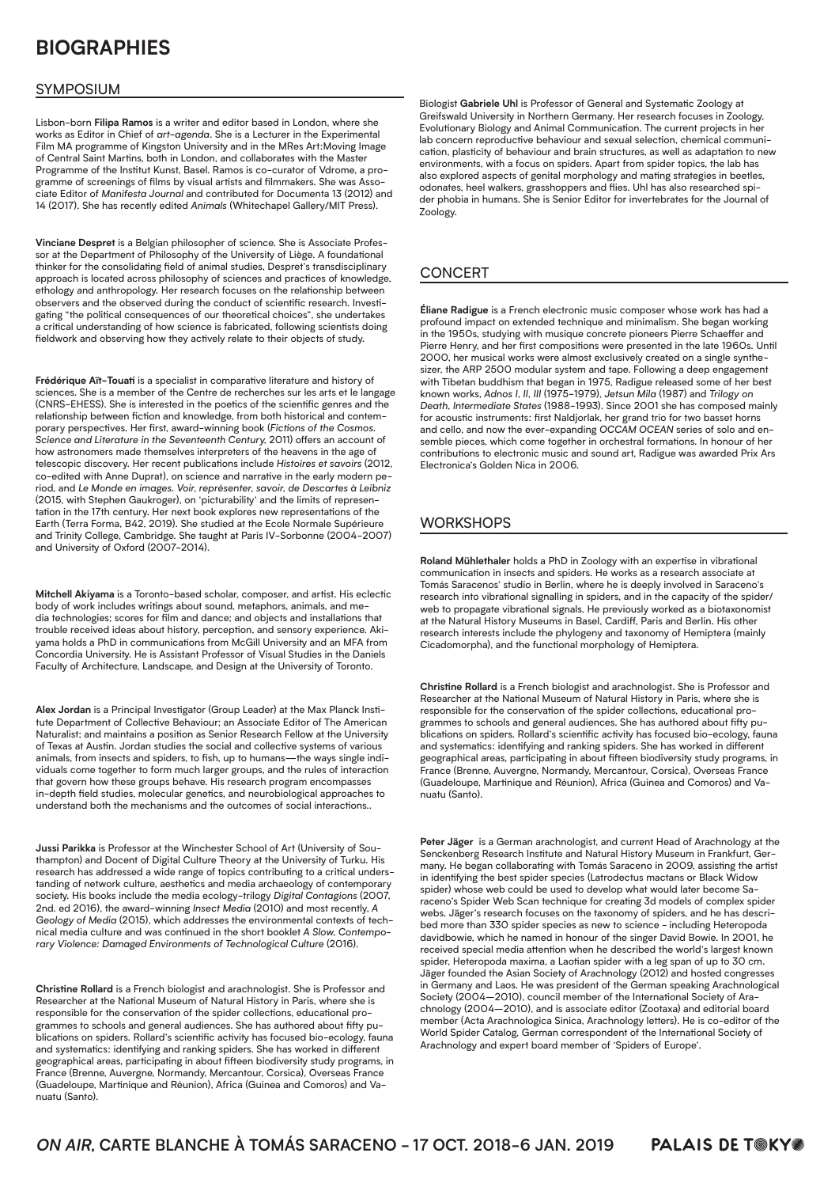# BIOGRAPHIES

## SYMPOSIUM

Lisbon-born **Filipa Ramos** is a writer and editor based in London, where she works as Editor in Chief of *art-agenda*. She is a Lecturer in the Experimental Film MA programme of Kingston University and in the MRes Art:Moving Image of Central Saint Martins, both in London, and collaborates with the Master Programme of the Institut Kunst, Basel. Ramos is co-curator of Vdrome, a programme of screenings of films by visual artists and filmmakers. She was Associate Editor of *Manifesta Journal* and contributed for Documenta 13 (2012) and 14 (2017). She has recently edited *Animals* (Whitechapel Gallery/MIT Press).

**Vinciane Despret** is a Belgian philosopher of science. She is Associate Professor at the Department of Philosophy of the University of Liège. A foundational thinker for the consolidating field of animal studies, Despret's transdisciplinary approach is located across philosophy of sciences and practices of knowledge, ethology and anthropology. Her research focuses on the relationship between observers and the observed during the conduct of scientific research. Investigating "the political consequences of our theoretical choices", she undertakes a critical understanding of how science is fabricated, following scientists doing fieldwork and observing how they actively relate to their objects of study.

**Frédérique Aït-Touati** is a specialist in comparative literature and history of sciences. She is a member of the Centre de recherches sur les arts et le langage (CNRS-EHESS). She is interested in the poetics of the scientific genres and the relationship between fiction and knowledge, from both historical and contemporary perspectives. Her first, award-winning book (*Fictions of the Cosmos. Science and Literature in the Seventeenth Century*, 2011) offers an account of how astronomers made themselves interpreters of the heavens in the age of telescopic discovery. Her recent publications include *Histoires et savoirs* (2012, co-edited with Anne Duprat), on science and narrative in the early modern period, and *Le Monde en images. Voir, représenter, savoir, de Descartes à Leibniz* (2015, with Stephen Gaukroger), on 'picturability' and the limits of representation in the 17th century. Her next book explores new representations of the Earth (Terra Forma, B42, 2019). She studied at the Ecole Normale Supérieure and Trinity College, Cambridge. She taught at Paris IV-Sorbonne (2004-2007) and University of Oxford (2007-2014).

**Mitchell Akiyama** is a Toronto-based scholar, composer, and artist. His eclectic body of work includes writings about sound, metaphors, animals, and media technologies; scores for film and dance; and objects and installations that trouble received ideas about history, perception, and sensory experience. Akiyama holds a PhD in communications from McGill University and an MFA from Concordia University. He is Assistant Professor of Visual Studies in the Daniels Faculty of Architecture, Landscape, and Design at the University of Toronto.

**Alex Jordan** is a Principal Investigator (Group Leader) at the Max Planck Institute Department of Collective Behaviour; an Associate Editor of The American Naturalist; and maintains a position as Senior Research Fellow at the University of Texas at Austin. Jordan studies the social and collective systems of various animals, from insects and spiders, to fish, up to humans—the ways single individuals come together to form much larger groups, and the rules of interaction that govern how these groups behave. His research program encompasses in-depth field studies, molecular genetics, and neurobiological approaches to understand both the mechanisms and the outcomes of social interactions..

**Jussi Parikka** is Professor at the Winchester School of Art (University of Southampton) and Docent of Digital Culture Theory at the University of Turku. His research has addressed a wide range of topics contributing to a critical understanding of network culture, aesthetics and media archaeology of contemporary society. His books include the media ecology-trilogy *Digital Contagions* (2007, 2nd. ed 2016), the award-winning *Insect Media* (2010) and most recently, *A Geology of Media* (2015), which addresses the environmental contexts of technical media culture and was continued in the short booklet *A Slow, Contemporary Violence: Damaged Environments of Technological Culture* (2016).

**Christine Rollard** is a French biologist and arachnologist. She is Professor and Researcher at the National Museum of Natural History in Paris, where she is responsible for the conservation of the spider collections, educational programmes to schools and general audiences. She has authored about fifty publications on spiders. Rollard's scientific activity has focused bio-ecology, fauna and systematics: identifying and ranking spiders. She has worked in different geographical areas, participating in about fifteen biodiversity study programs, in France (Brenne, Auvergne, Normandy, Mercantour, Corsica), Overseas France (Guadeloupe, Martinique and Réunion), Africa (Guinea and Comoros) and Vanuatu (Santo).

Biologist **Gabriele Uhl** is Professor of General and Systematic Zoology at Greifswald University in Northern Germany. Her research focuses in Zoology, Evolutionary Biology and Animal Communication. The current projects in her lab concern reproductive behaviour and sexual selection, chemical communication, plasticity of behaviour and brain structures, as well as adaptation to new environments, with a focus on spiders. Apart from spider topics, the lab has also explored aspects of genital morphology and mating strategies in beetles, odonates, heel walkers, grasshoppers and flies. Uhl has also researched spider phobia in humans. She is Senior Editor for invertebrates for the Journal of Zoology.

## CONCERT

**Éliane Radigue** is a French electronic music composer whose work has had a profound impact on extended technique and minimalism. She began working in the 1950s, studying with musique concrete pioneers Pierre Schaeffer and Pierre Henry, and her first compositions were presented in the late 1960s. Until 2000, her musical works were almost exclusively created on a single synthesizer, the ARP 2500 modular system and tape. Following a deep engagement with Tibetan buddhism that began in 1975, Radigue released some of her best known works, *Adnos I, II, III* (1975-1979), *Jetsun Mila* (1987) and *Trilogy on Death, Intermediate States* (1988-1993). Since 2001 she has composed mainly for acoustic instruments: first Naldjorlak, her grand trio for two basset horns and cello, and now the ever-expanding *OCCAM OCEAN* series of solo and ensemble pieces, which come together in orchestral formations. In honour of her contributions to electronic music and sound art, Radigue was awarded Prix Ars Electronica's Golden Nica in 2006.

## WORKSHOPS

**Roland Mühlethaler** holds a PhD in Zoology with an expertise in vibrational communication in insects and spiders. He works as a research associate at Tomás Saracenos' studio in Berlin, where he is deeply involved in Saraceno's research into vibrational signalling in spiders, and in the capacity of the spider/web to propagate vibrational signals. He previously worked as a biotaxonomist at the Natural History Museums in Basel, Cardiff, Paris and Berlin. His other research interests include the phylogeny and taxonomy of Hemiptera (mainly Cicadomorpha), and the functional morphology of Hemiptera.

**Christine Rollard** is a French biologist and arachnologist. She is Professor and Researcher at the National Museum of Natural History in Paris, where she is responsible for the conservation of the spider collections, educational programmes to schools and general audiences. She has authored about fifty publications on spiders. Rollard's scientific activity has focused bio-ecology, fauna and systematics: identifying and ranking spiders. She has worked in different geographical areas, participating in about fifteen biodiversity study programs, in France (Brenne, Auvergne, Normandy, Mercantour, Corsica), Overseas France (Guadeloupe, Martinique and Réunion), Africa (Guinea and Comoros) and Vanuatu (Santo).

**Peter Jäger** is a German arachnologist, and current Head of Arachnology at the Senckenberg Research Institute and Natural History Museum in Frankfurt, Germany. He began collaborating with Tomás Saraceno in 2009, assisting the artist in identifying the best spider species (Latrodectus mactans or Black Widow spider) whose web could be used to develop what would later become Saraceno's Spider Web Scan technique for creating 3d models of complex spider webs. Jäger's research focuses on the taxonomy of spiders, and he has described more than 330 spider species as new to science - including Heteropoda davidbowie, which he named in honour of the singer David Bowie. In 2001, he received special media attention when he described the world's largest known spider, Heteropoda maxima, a Laotian spider with a leg span of up to 30 cm. Jäger founded the Asian Society of Arachnology (2012) and hosted congresses in Germany and Laos. He was president of the German speaking Arachnological Society (2004—2010), council member of the International Society of Arachnology (2004—2010), and is associate editor (Zootaxa) and editorial board member (Acta Arachnologica Sinica, Arachnology letters). He is co-editor of the World Spider Catalog, German correspondent of the International Society of Arachnology and expert board member of 'Spiders of Europe'.